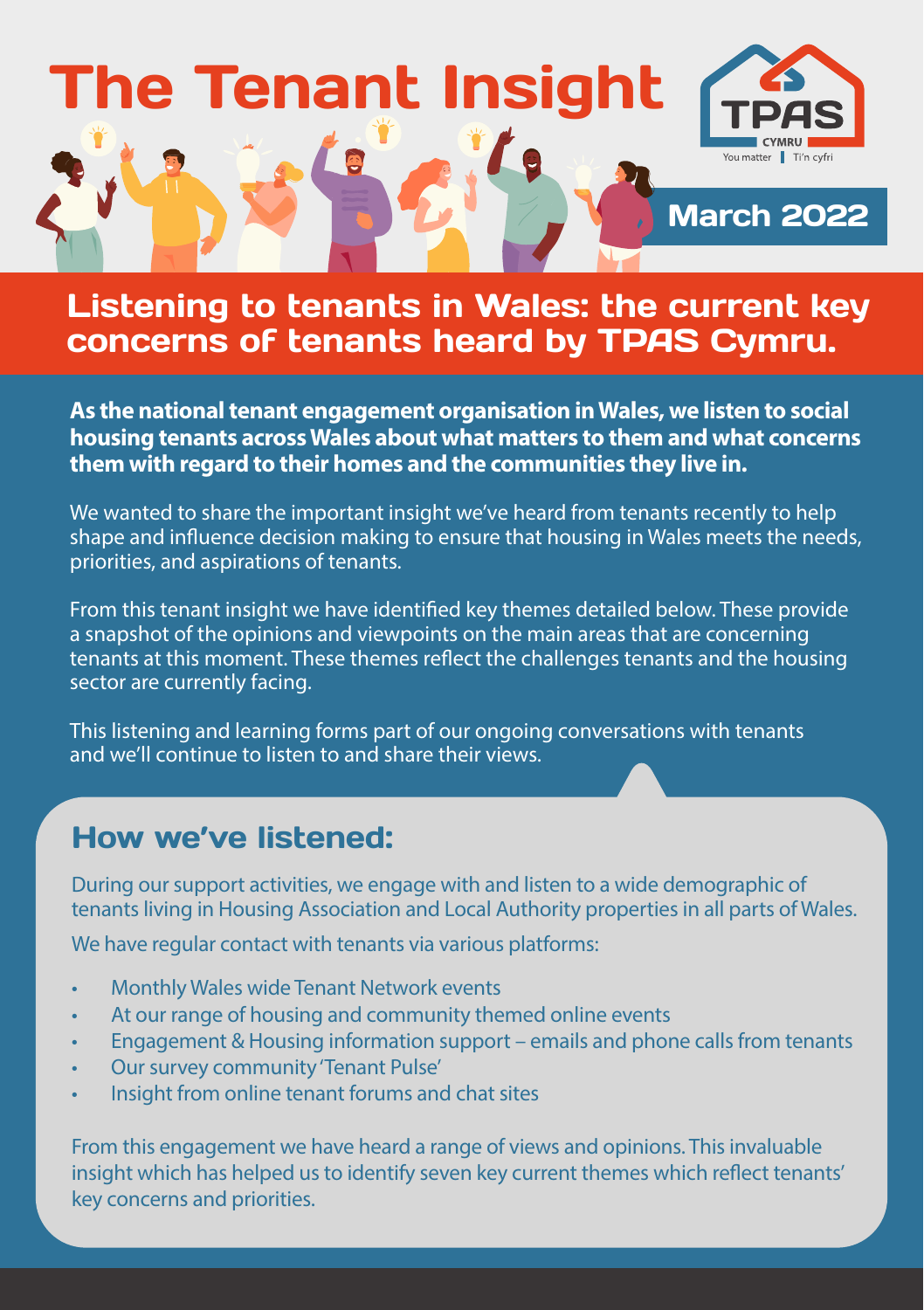# The Tenant Insight

TPAS CYMRU

You matter | Ti'n cyfri

March 2022

## Listening to tenants in Wales: the current key concerns of tenants heard by TPAS Cymru.

**As the national tenant engagement organisation in Wales, we listen to social housing tenants across Wales about what matters to them and what concerns them with regard to their homes and the communities they live in.**

We wanted to share the important insight we've heard from tenants recently to help shape and influence decision making to ensure that housing in Wales meets the needs, priorities, and aspirations of tenants.

From this tenant insight we have identified key themes detailed below. These provide a snapshot of the opinions and viewpoints on the main areas that are concerning tenants at this moment. These themes reflect the challenges tenants and the housing sector are currently facing.

This listening and learning forms part of our ongoing conversations with tenants and we'll continue to listen to and share their views.

### How we've listened:

During our support activities, we engage with and listen to a wide demographic of tenants living in Housing Association and Local Authority properties in all parts of Wales.

We have regular contact with tenants via various platforms:

- Monthly Wales wide Tenant Network events
- At our range of housing and community themed online events
- Engagement & Housing information support – emails and phone calls from tenants
- Our survey community 'Tenant Pulse'
- Insight from online tenant forums and chat sites

From this engagement we have heard a range of views and opinions. This invaluable insight which has helped us to identify seven key current themes which reflect tenants' key concerns and priorities.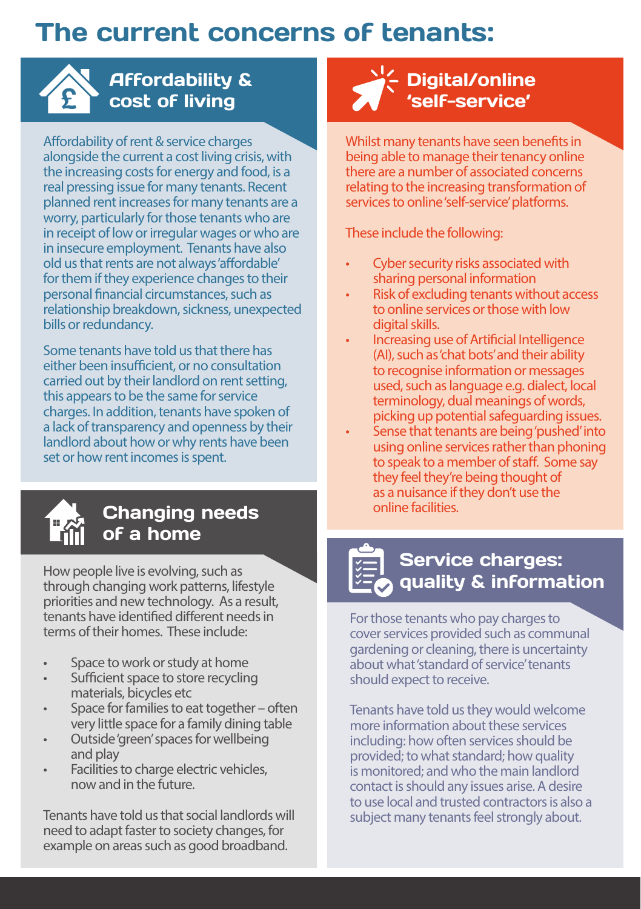# The current concerns of tenants:

## Affordability & cost of living

Affordability of rent & service charges alongside the current a cost living crisis, with the increasing costs for energy and food, is a real pressing issue for many tenants. Recent planned rent increases for many tenants are a worry, particularly for those tenants who are in receipt of low or irregular wages or who are in insecure employment. Tenants have also old us that rents are not always 'affordable' for them if they experience changes to their personal financial circumstances, such as relationship breakdown, sickness, unexpected bills or redundancy.

Some tenants have told us that there has either been insufficient, or no consultation carried out by their landlord on rent setting, this appears to be the same for service charges. In addition, tenants have spoken of a lack of transparency and openness by their landlord about how or why rents have been set or how rent incomes is spent.

## Changing needs of a home

How people live is evolving, such as through changing work patterns, lifestyle priorities and new technology. As a result, tenants have identified different needs in terms of their homes. These include:

- Space to work or study at home
- Sufficient space to store recycling materials, bicycles etc
- Space for families to eat together – often very little space for a family dining table
- Outside 'green' spaces for wellbeing and play
- Facilities to charge electric vehicles, now and in the future.

Tenants have told us that social landlords will need to adapt faster to society changes, for example on areas such as good broadband.

## Digital/online 'self-service'

Whilst many tenants have seen benefits in being able to manage their tenancy online there are a number of associated concerns relating to the increasing transformation of services to online 'self-service' platforms.

These include the following:

- Cyber security risks associated with sharing personal information
- Risk of excluding tenants without access to online services or those with low digital skills.
- Increasing use of Artificial Intelligence (AI), such as 'chat bots' and their ability to recognise information or messages used, such as language e.g. dialect, local terminology, dual meanings of words, picking up potential safeguarding issues.
- Sense that tenants are being 'pushed' into using online services rather than phoning to speak to a member of staff. Some say they feel they're being thought of as a nuisance if they don't use the online facilities.

## Service charges: quality & information

For those tenants who pay charges to cover services provided such as communal gardening or cleaning, there is uncertainty about what 'standard of service' tenants should expect to receive.

Tenants have told us they would welcome more information about these services including: how often services should be provided; to what standard; how quality is monitored; and who the main landlord contact is should any issues arise. A desire to use local and trusted contractors is also a subject many tenants feel strongly about.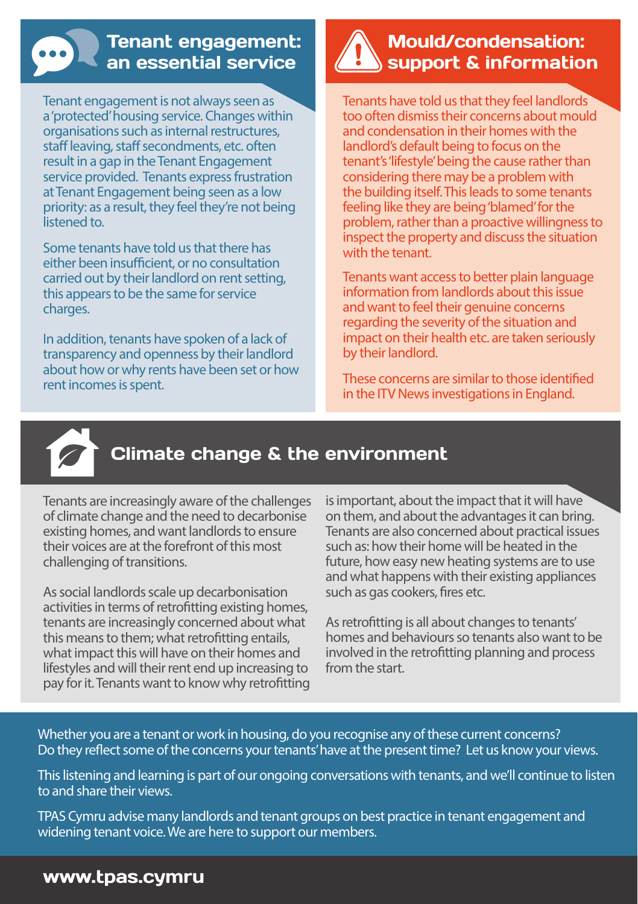## Tenant engagement: an essential service

Tenant engagement is not always seen as a 'protected' housing service. Changes within organisations such as internal restructures, staff leaving, staff secondments, etc. often result in a gap in the Tenant Engagement service provided. Tenants express frustration at Tenant Engagement being seen as a low priority: as a result, they feel they're not being listened to.

Some tenants have told us that there has either been insufficient, or no consultation carried out by their landlord on rent setting, this appears to be the same for service charges.

In addition, tenants have spoken of a lack of transparency and openness by their landlord about how or why rents have been set or how rent incomes is spent.

## Mould/condensation: support & information

Tenants have told us that they feel landlords too often dismiss their concerns about mould and condensation in their homes with the landlord's default being to focus on the tenant's 'lifestyle' being the cause rather than considering there may be a problem with the building itself. This leads to some tenants feeling like they are being 'blamed' for the problem, rather than a proactive willingness to inspect the property and discuss the situation with the tenant.

Tenants want access to better plain language information from landlords about this issue and want to feel their genuine concerns regarding the severity of the situation and impact on their health etc. are taken seriously by their landlord.

These concerns are similar to those identified in the ITV News investigations in England.

## Climate change & the environment

Tenants are increasingly aware of the challenges of climate change and the need to decarbonise existing homes, and want landlords to ensure their voices are at the forefront of this most challenging of transitions.

As social landlords scale up decarbonisation activities in terms of retrofitting existing homes, tenants are increasingly concerned about what this means to them; what retrofitting entails, what impact this will have on their homes and lifestyles and will their rent end up increasing to pay for it. Tenants want to know why retrofitting is important, about the impact that it will have on them, and about the advantages it can bring. Tenants are also concerned about practical issues such as: how their home will be heated in the future, how easy new heating systems are to use and what happens with their existing appliances such as gas cookers, fires etc.

As retrofitting is all about changes to tenants' homes and behaviours so tenants also want to be involved in the retrofitting planning and process from the start.

Whether you are a tenant or work in housing, do you recognise any of these current concerns? Do they reflect some of the concerns your tenants' have at the present time? Let us know your views.

This listening and learning is part of our ongoing conversations with tenants, and we'll continue to listen to and share their views.

TPAS Cymru advise many landlords and tenant groups on best practice in tenant engagement and widening tenant voice. We are here to support our members.

**www.tpas.cymru**